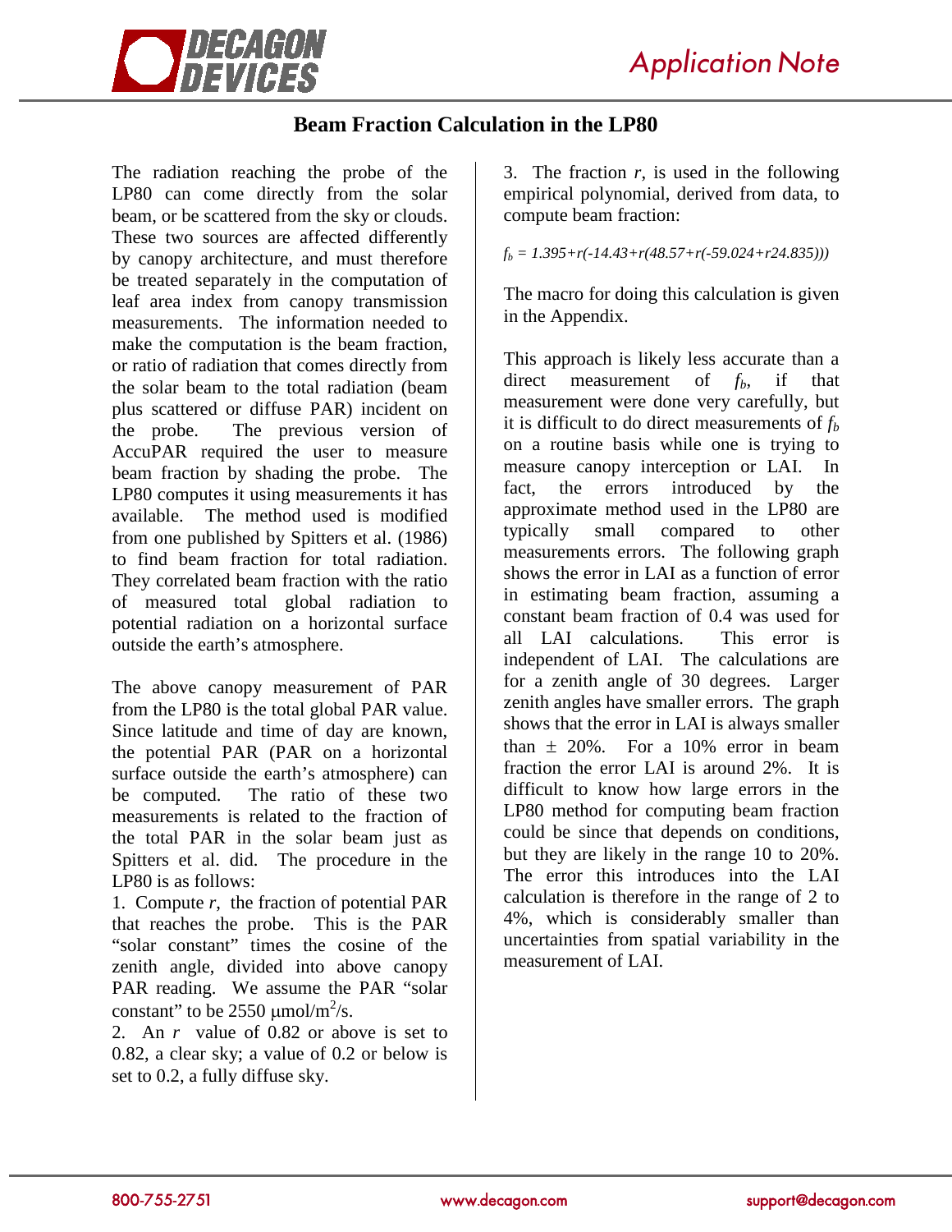# Beam Fraction Calculation in the LP80

The radiation reaching the probe of the LP80 can come directly from the solar beam, or be scattered from the sky or clouds. These two sources are affected differently by canopy architecture, and must therefore be treated separately in the computation of leaf area index from canopy transmission measurements. The information needed to make the computation is the beam fraction, or ratio of radiation that comes directly from the solar beam to the total radiation (beam plus scattered or diffuse PAR) incident on the probe. The previous version of AccuPAR required the user to measure beam fraction by shading the probe. The LP80 computes it using measurements it has available. The method used is modified from one published by Spitters et al. (1986) to find beam fraction for total radiation. They correlated beam fraction with the ratio of measured total global radiation to potential radiation on a horizontal surface outside the earth's atmosphere.

The above canopy measurement of PAR from the LP80 is the total global PAR value. Since latitude and time of day are known, the potential PAR (PAR on a horizontal surface outside the earth's atmosphere) can be computed. The ratio of these two measurements is related to the fraction of the total PAR in the solar beam just as Spitters et al. did. The procedure in the LP80 is as follows:

1. Compute $r$, the fraction of potential PAR that reaches the probe. This is the PAR "solar constant" times the cosine of the zenith angle, divided into above canopy PAR reading. We assume the PAR "solar constant" to be 2550 $\mu mol/m^2/s$.
2. An $r$ value of 0.82 or above is set to 0.82, a clear sky; a value of 0.2 or below is set to 0.2, a fully diffuse sky.
3. The fraction $r$, is used in the following empirical polynomial, derived from data, to compute beam fraction:

$$f_b = 1.395+r(-14.43+r(48.57+r(-59.024+r24.835)))$$

The macro for doing this calculation is given in the Appendix.

This approach is likely less accurate than a direct measurement of $f_b$, if that measurement were done very carefully, but it is difficult to do direct measurements of $f_b$ on a routine basis while one is trying to measure canopy interception or LAI. In fact, the errors introduced by the approximate method used in the LP80 are typically small compared to other measurements errors. The following graph shows the error in LAI as a function of error in estimating beam fraction, assuming a constant beam fraction of 0.4 was used for all LAI calculations. This error is independent of LAI. The calculations are for a zenith angle of 30 degrees. Larger zenith angles have smaller errors. The graph shows that the error in LAI is always smaller than ± 20%. For a 10% error in beam fraction the error LAI is around 2%. It is difficult to know how large errors in the LP80 method for computing beam fraction could be since that depends on conditions, but they are likely in the range 10 to 20%. The error this introduces into the LAI calculation is therefore in the range of 2 to 4%, which is considerably smaller than uncertainties from spatial variability in the measurement of LAI.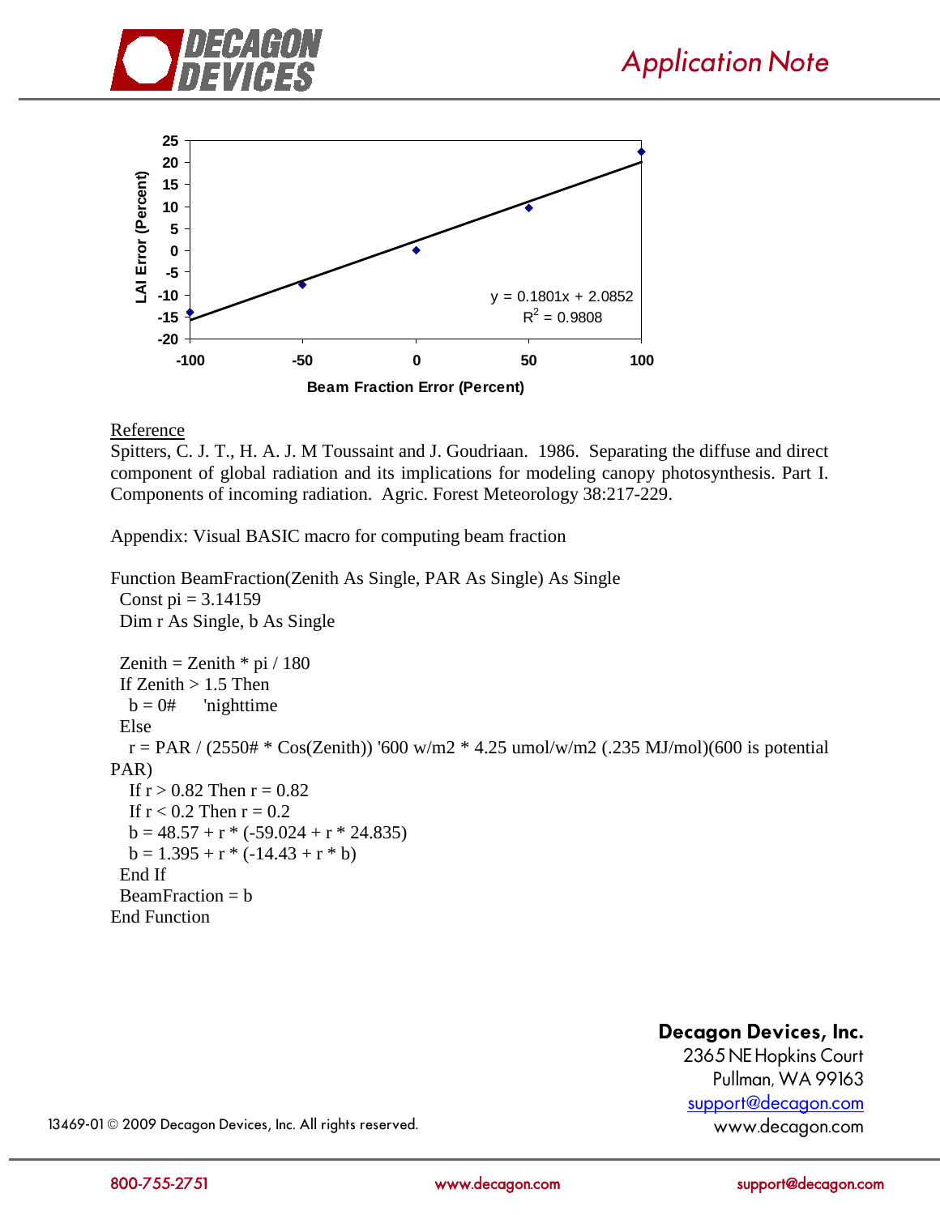25
20
15
10
5
0
-5
-10
-15
-20

LAI Error (Percent)

-100
-50
0
50
100

Beam Fraction Error (Percent)

y = 0.1801x + 2.0852
$R^2 = 0.9808$

Reference

Spitters, C. J. T., H. A. J. M Toussaint and J. Goudriaan. 1986. Separating the diffuse and direct component of global radiation and its implications for modeling canopy photosynthesis. Part I. Components of incoming radiation. Agric. Forest Meteorology 38:217-229.

Appendix: Visual BASIC macro for computing beam fraction

```
Function BeamFraction(Zenith As Single, PAR As Single) As Single
  Const pi = 3.14159
  Dim r As Single, b As Single

  Zenith = Zenith * pi / 180
  If Zenith > 1.5 Then
    b = 0#      'nighttime
  Else
    r = PAR / (2550# * Cos(Zenith)) '600 w/m2 * 4.25 umol/w/m2 (.235 MJ/mol)(600 is potential PAR)
    If r > 0.82 Then r = 0.82
    If r < 0.2 Then r = 0.2
    b = 48.57 + r * (-59.024 + r * 24.835)
    b = 1.395 + r * (-14.43 + r * b)
  End If
  BeamFraction = b
End Function
```

**Decagon Devices, Inc.**
2365 NE Hopkins Court
Pullman, WA 99163
support@decagon.com
www.decagon.com

13469-01 © 2009 Decagon Devices, Inc. All rights reserved.